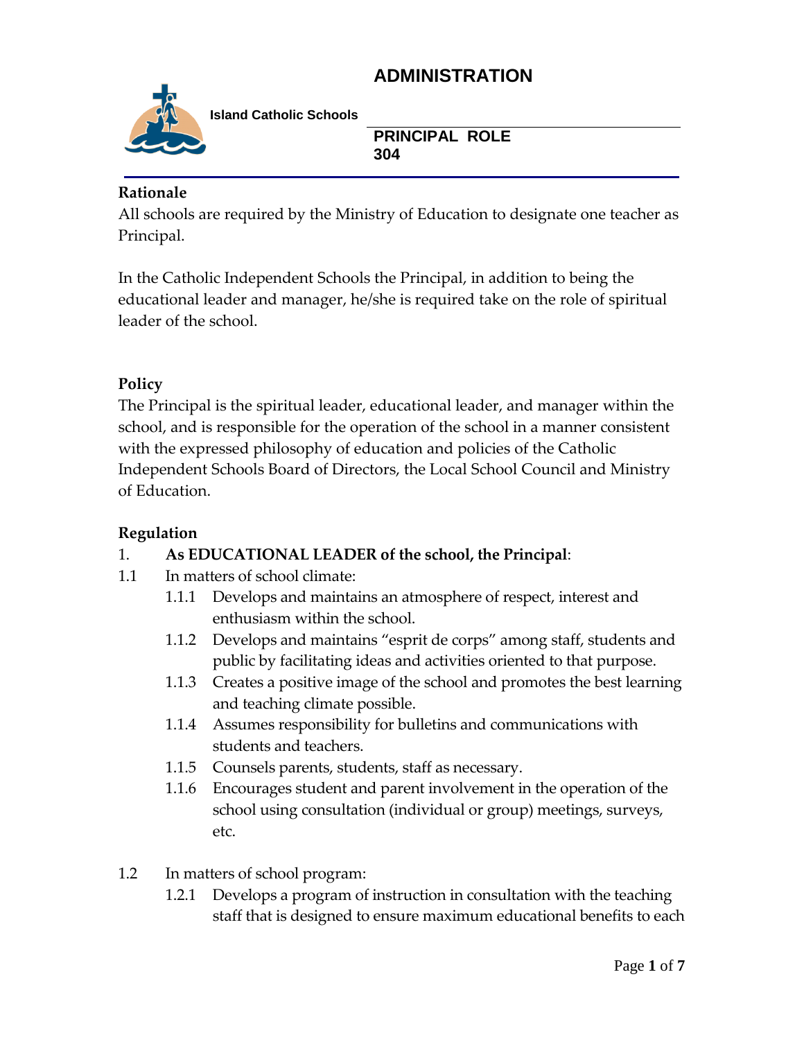# ADMINISTRATION

**Island Catholic Schools**

## PRINCIPAL ROLE 304

**Rationale**

All schools are required by the Ministry of Education to designate one teacher as Principal.

In the Catholic Independent Schools the Principal, in addition to being the educational leader and manager, he/she is required take on the role of spiritual leader of the school.

**Policy**

The Principal is the spiritual leader, educational leader, and manager within the school, and is responsible for the operation of the school in a manner consistent with the expressed philosophy of education and policies of the Catholic Independent Schools Board of Directors, the Local School Council and Ministry of Education.

**Regulation**

1. **As EDUCATIONAL LEADER of the school, the Principal**:

1.1 In matters of school climate:

- 1.1.1 Develops and maintains an atmosphere of respect, interest and enthusiasm within the school.
- 1.1.2 Develops and maintains "esprit de corps" among staff, students and public by facilitating ideas and activities oriented to that purpose.
- 1.1.3 Creates a positive image of the school and promotes the best learning and teaching climate possible.
- 1.1.4 Assumes responsibility for bulletins and communications with students and teachers.
- 1.1.5 Counsels parents, students, staff as necessary.
- 1.1.6 Encourages student and parent involvement in the operation of the school using consultation (individual or group) meetings, surveys, etc.

1.2 In matters of school program:

- 1.2.1 Develops a program of instruction in consultation with the teaching staff that is designed to ensure maximum educational benefits to each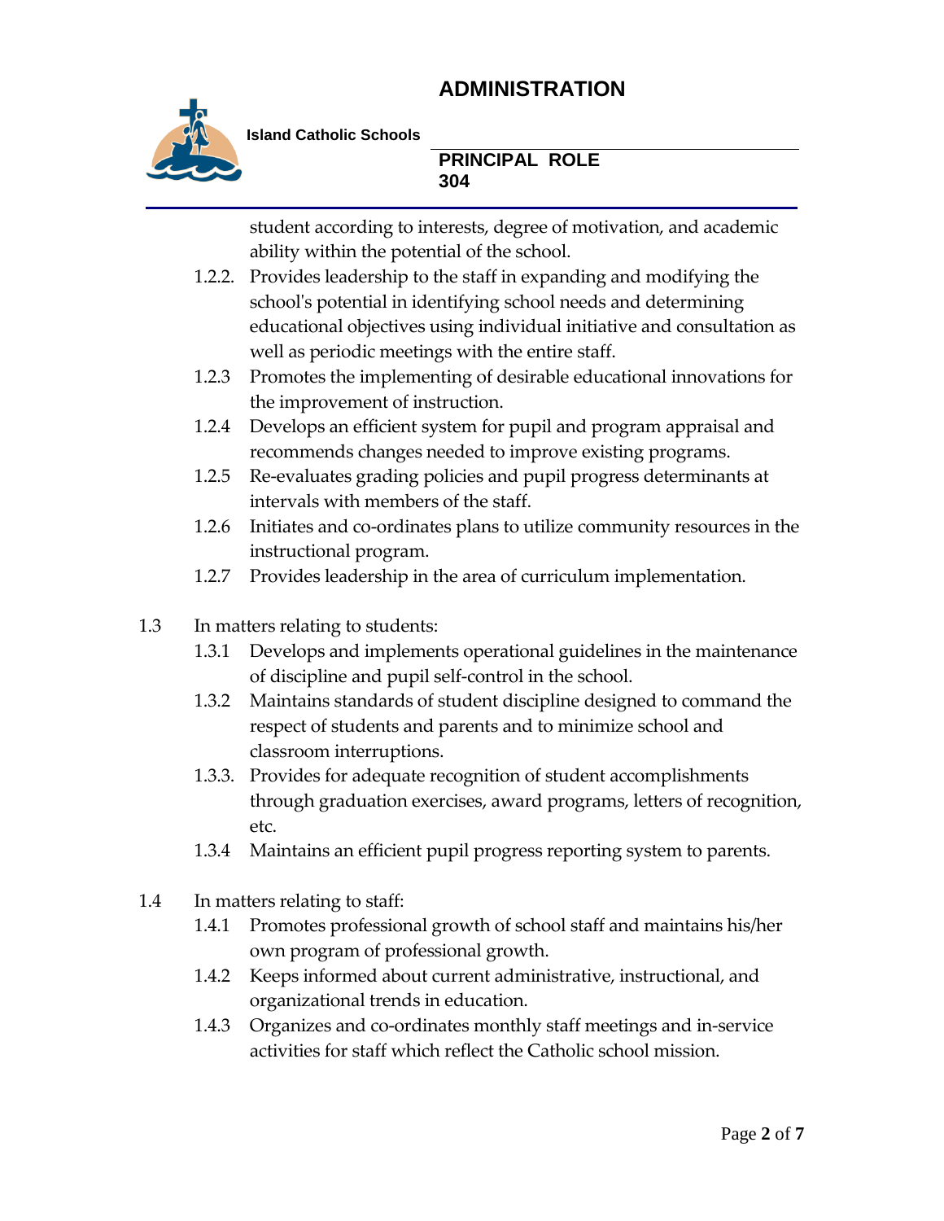student according to interests, degree of motivation, and academic ability within the potential of the school.

- 1.2.2. Provides leadership to the staff in expanding and modifying the school's potential in identifying school needs and determining educational objectives using individual initiative and consultation as well as periodic meetings with the entire staff.
- 1.2.3 Promotes the implementing of desirable educational innovations for the improvement of instruction.
- 1.2.4 Develops an efficient system for pupil and program appraisal and recommends changes needed to improve existing programs.
- 1.2.5 Re-evaluates grading policies and pupil progress determinants at intervals with members of the staff.
- 1.2.6 Initiates and co-ordinates plans to utilize community resources in the instructional program.
- 1.2.7 Provides leadership in the area of curriculum implementation.

1.3 In matters relating to students:

- 1.3.1 Develops and implements operational guidelines in the maintenance of discipline and pupil self-control in the school.
- 1.3.2 Maintains standards of student discipline designed to command the respect of students and parents and to minimize school and classroom interruptions.
- 1.3.3. Provides for adequate recognition of student accomplishments through graduation exercises, award programs, letters of recognition, etc.
- 1.3.4 Maintains an efficient pupil progress reporting system to parents.

1.4 In matters relating to staff:

- 1.4.1 Promotes professional growth of school staff and maintains his/her own program of professional growth.
- 1.4.2 Keeps informed about current administrative, instructional, and organizational trends in education.
- 1.4.3 Organizes and co-ordinates monthly staff meetings and in-service activities for staff which reflect the Catholic school mission.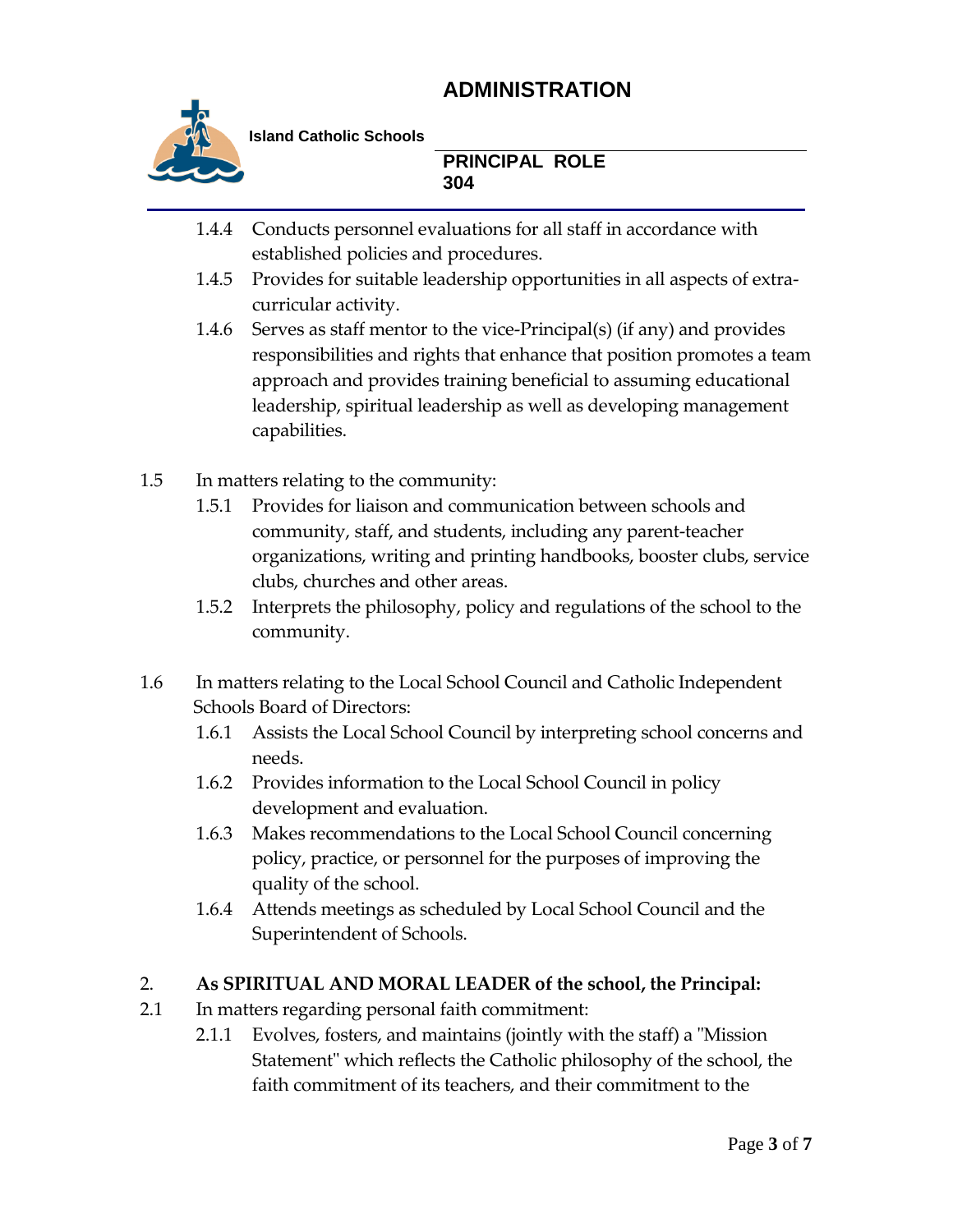1.4.4 Conducts personnel evaluations for all staff in accordance with established policies and procedures.

1.4.5 Provides for suitable leadership opportunities in all aspects of extra-curricular activity.

1.4.6 Serves as staff mentor to the vice-Principal(s) (if any) and provides responsibilities and rights that enhance that position promotes a team approach and provides training beneficial to assuming educational leadership, spiritual leadership as well as developing management capabilities.

1.5 In matters relating to the community:

1.5.1 Provides for liaison and communication between schools and community, staff, and students, including any parent-teacher organizations, writing and printing handbooks, booster clubs, service clubs, churches and other areas.

1.5.2 Interprets the philosophy, policy and regulations of the school to the community.

1.6 In matters relating to the Local School Council and Catholic Independent Schools Board of Directors:

1.6.1 Assists the Local School Council by interpreting school concerns and needs.

1.6.2 Provides information to the Local School Council in policy development and evaluation.

1.6.3 Makes recommendations to the Local School Council concerning policy, practice, or personnel for the purposes of improving the quality of the school.

1.6.4 Attends meetings as scheduled by Local School Council and the Superintendent of Schools.

2. **As SPIRITUAL AND MORAL LEADER of the school, the Principal:**

2.1 In matters regarding personal faith commitment:

2.1.1 Evolves, fosters, and maintains (jointly with the staff) a "Mission Statement" which reflects the Catholic philosophy of the school, the faith commitment of its teachers, and their commitment to the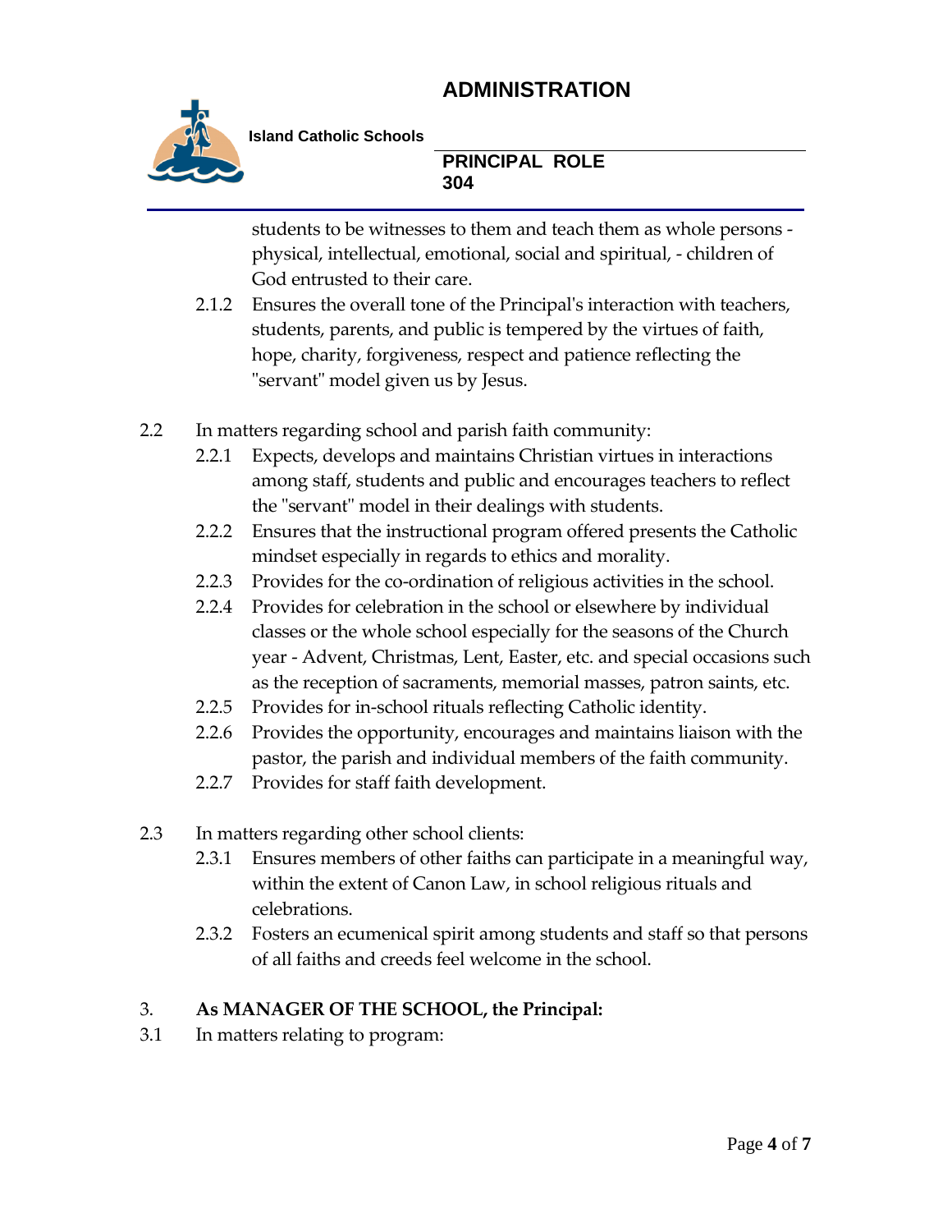students to be witnesses to them and teach them as whole persons - physical, intellectual, emotional, social and spiritual, - children of God entrusted to their care.

2.1.2 Ensures the overall tone of the Principal's interaction with teachers, students, parents, and public is tempered by the virtues of faith, hope, charity, forgiveness, respect and patience reflecting the "servant" model given us by Jesus.

2.2 In matters regarding school and parish faith community:

2.2.1 Expects, develops and maintains Christian virtues in interactions among staff, students and public and encourages teachers to reflect the "servant" model in their dealings with students.

2.2.2 Ensures that the instructional program offered presents the Catholic mindset especially in regards to ethics and morality.

2.2.3 Provides for the co-ordination of religious activities in the school.

2.2.4 Provides for celebration in the school or elsewhere by individual classes or the whole school especially for the seasons of the Church year - Advent, Christmas, Lent, Easter, etc. and special occasions such as the reception of sacraments, memorial masses, patron saints, etc.

2.2.5 Provides for in-school rituals reflecting Catholic identity.

2.2.6 Provides the opportunity, encourages and maintains liaison with the pastor, the parish and individual members of the faith community.

2.2.7 Provides for staff faith development.

2.3 In matters regarding other school clients:

2.3.1 Ensures members of other faiths can participate in a meaningful way, within the extent of Canon Law, in school religious rituals and celebrations.

2.3.2 Fosters an ecumenical spirit among students and staff so that persons of all faiths and creeds feel welcome in the school.

3. **As MANAGER OF THE SCHOOL, the Principal:**

3.1 In matters relating to program: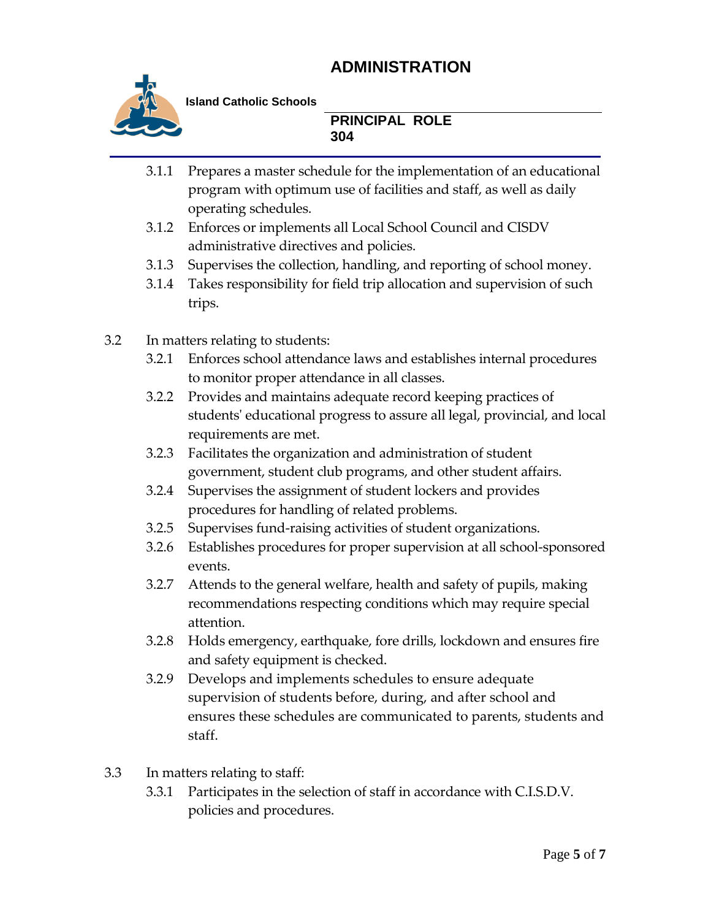3.1.1 Prepares a master schedule for the implementation of an educational program with optimum use of facilities and staff, as well as daily operating schedules.
3.1.2 Enforces or implements all Local School Council and CISDV administrative directives and policies.
3.1.3 Supervises the collection, handling, and reporting of school money.
3.1.4 Takes responsibility for field trip allocation and supervision of such trips.

3.2 In matters relating to students:
3.2.1 Enforces school attendance laws and establishes internal procedures to monitor proper attendance in all classes.
3.2.2 Provides and maintains adequate record keeping practices of students' educational progress to assure all legal, provincial, and local requirements are met.
3.2.3 Facilitates the organization and administration of student government, student club programs, and other student affairs.
3.2.4 Supervises the assignment of student lockers and provides procedures for handling of related problems.
3.2.5 Supervises fund-raising activities of student organizations.
3.2.6 Establishes procedures for proper supervision at all school-sponsored events.
3.2.7 Attends to the general welfare, health and safety of pupils, making recommendations respecting conditions which may require special attention.
3.2.8 Holds emergency, earthquake, fore drills, lockdown and ensures fire and safety equipment is checked.
3.2.9 Develops and implements schedules to ensure adequate supervision of students before, during, and after school and ensures these schedules are communicated to parents, students and staff.

3.3 In matters relating to staff:
3.3.1 Participates in the selection of staff in accordance with C.I.S.D.V. policies and procedures.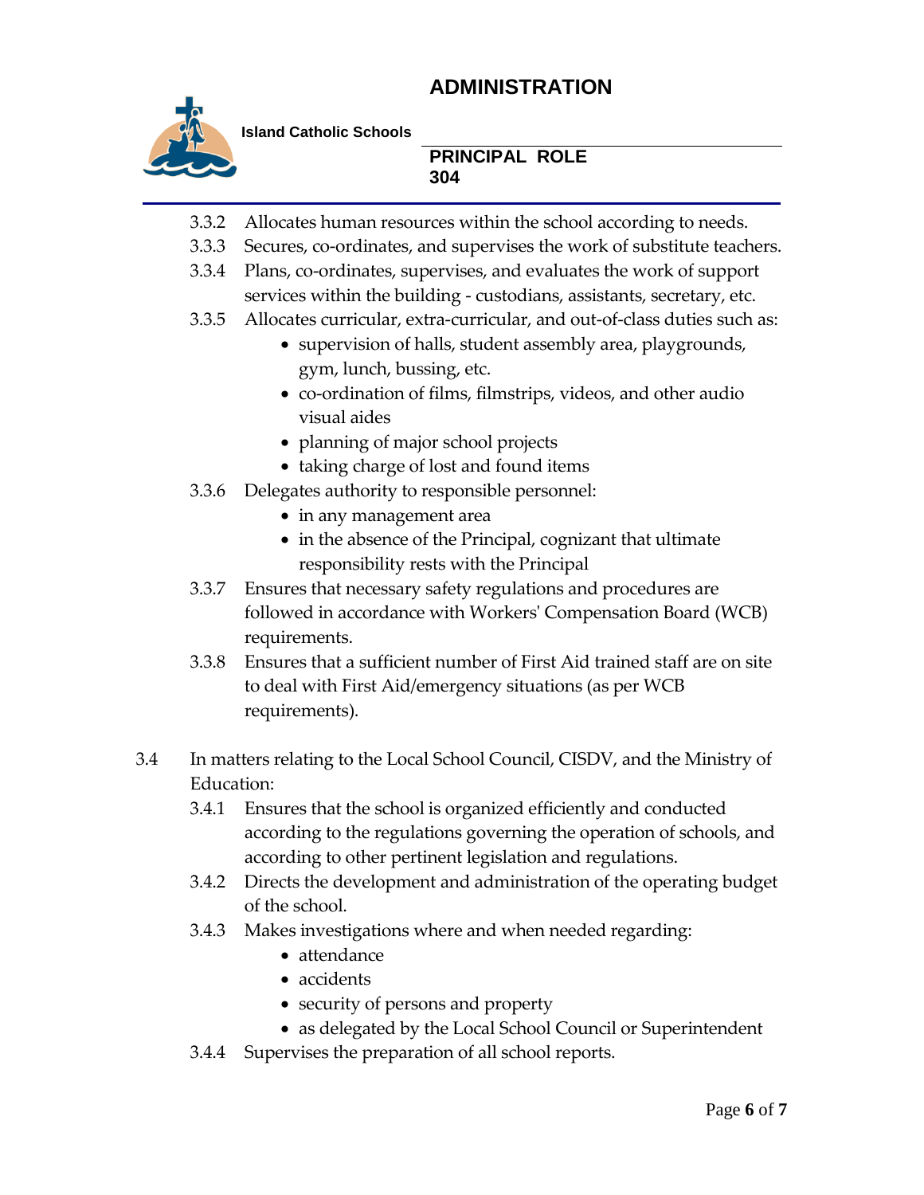3.3.2 Allocates human resources within the school according to needs.

3.3.3 Secures, co-ordinates, and supervises the work of substitute teachers.

3.3.4 Plans, co-ordinates, supervises, and evaluates the work of support services within the building - custodians, assistants, secretary, etc.

3.3.5 Allocates curricular, extra-curricular, and out-of-class duties such as:

- supervision of halls, student assembly area, playgrounds, gym, lunch, bussing, etc.
- co-ordination of films, filmstrips, videos, and other audio visual aides
- planning of major school projects
- taking charge of lost and found items

3.3.6 Delegates authority to responsible personnel:

- in any management area
- in the absence of the Principal, cognizant that ultimate responsibility rests with the Principal

3.3.7 Ensures that necessary safety regulations and procedures are followed in accordance with Workers' Compensation Board (WCB) requirements.

3.3.8 Ensures that a sufficient number of First Aid trained staff are on site to deal with First Aid/emergency situations (as per WCB requirements).

3.4 In matters relating to the Local School Council, CISDV, and the Ministry of Education:

3.4.1 Ensures that the school is organized efficiently and conducted according to the regulations governing the operation of schools, and according to other pertinent legislation and regulations.

3.4.2 Directs the development and administration of the operating budget of the school.

3.4.3 Makes investigations where and when needed regarding:

- attendance
- accidents
- security of persons and property
- as delegated by the Local School Council or Superintendent

3.4.4 Supervises the preparation of all school reports.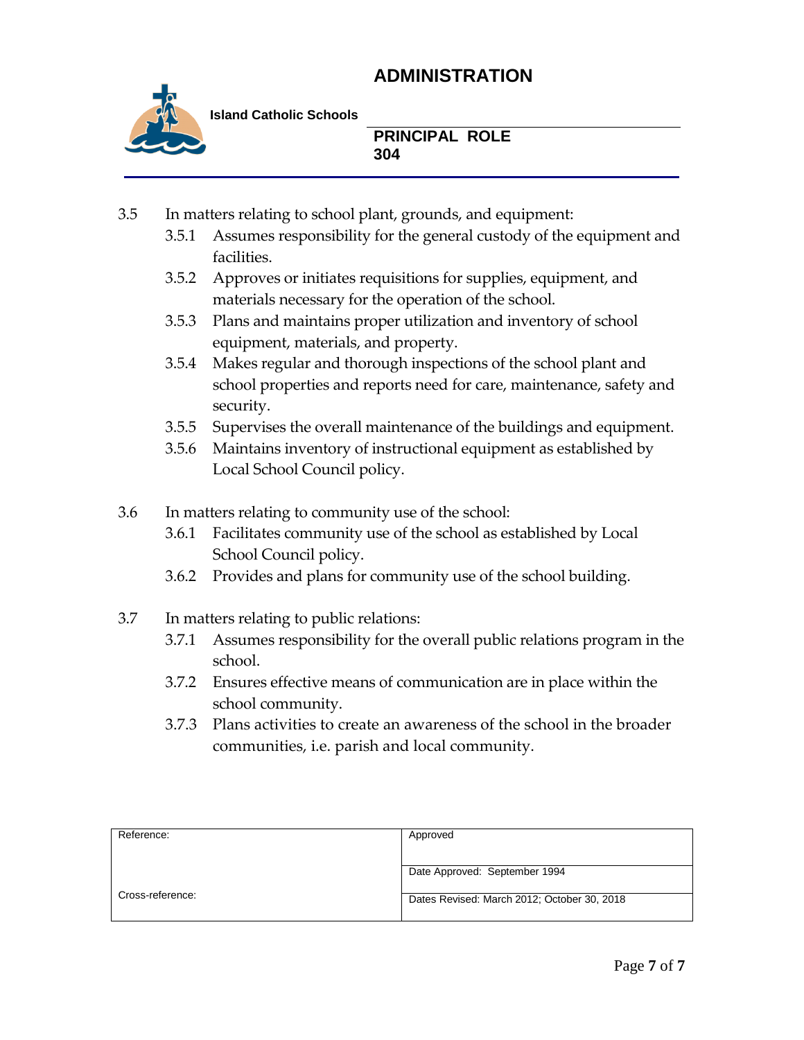3.5 In matters relating to school plant, grounds, and equipment:

- 3.5.1 Assumes responsibility for the general custody of the equipment and facilities.
- 3.5.2 Approves or initiates requisitions for supplies, equipment, and materials necessary for the operation of the school.
- 3.5.3 Plans and maintains proper utilization and inventory of school equipment, materials, and property.
- 3.5.4 Makes regular and thorough inspections of the school plant and school properties and reports need for care, maintenance, safety and security.
- 3.5.5 Supervises the overall maintenance of the buildings and equipment.
- 3.5.6 Maintains inventory of instructional equipment as established by Local School Council policy.

3.6 In matters relating to community use of the school:

- 3.6.1 Facilitates community use of the school as established by Local School Council policy.
- 3.6.2 Provides and plans for community use of the school building.

3.7 In matters relating to public relations:

- 3.7.1 Assumes responsibility for the overall public relations program in the school.
- 3.7.2 Ensures effective means of communication are in place within the school community.
- 3.7.3 Plans activities to create an awareness of the school in the broader communities, i.e. parish and local community.

| | |
|---|---|
| Reference: | Approved |
| | Date Approved: September 1994 |
| Cross-reference: | Dates Revised: March 2012; October 30, 2018 |